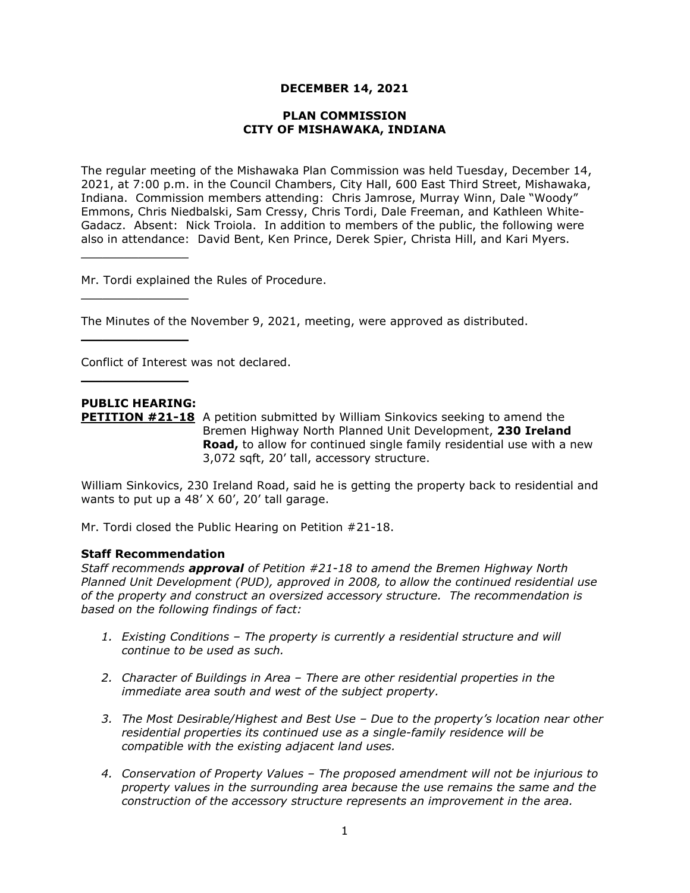**DECEMBER 14, 2021**

**PLAN COMMISSION**
**CITY OF MISHAWAKA, INDIANA**

The regular meeting of the Mishawaka Plan Commission was held Tuesday, December 14, 2021, at 7:00 p.m. in the Council Chambers, City Hall, 600 East Third Street, Mishawaka, Indiana. Commission members attending: Chris Jamrose, Murray Winn, Dale "Woody" Emmons, Chris Niedbalski, Sam Cressy, Chris Tordi, Dale Freeman, and Kathleen White-Gadacz. Absent: Nick Troiola. In addition to members of the public, the following were also in attendance: David Bent, Ken Prince, Derek Spier, Christa Hill, and Kari Myers.

---

Mr. Tordi explained the Rules of Procedure.

---

The Minutes of the November 9, 2021, meeting, were approved as distributed.

---

Conflict of Interest was not declared.

---

**PUBLIC HEARING:**

**PETITION #21-18** A petition submitted by William Sinkovics seeking to amend the Bremen Highway North Planned Unit Development, **230 Ireland Road,** to allow for continued single family residential use with a new 3,072 sqft, 20' tall, accessory structure.

William Sinkovics, 230 Ireland Road, said he is getting the property back to residential and wants to put up a 48' X 60', 20' tall garage.

Mr. Tordi closed the Public Hearing on Petition #21-18.

**Staff Recommendation**

*Staff recommends **approval** of Petition #21-18 to amend the Bremen Highway North Planned Unit Development (PUD), approved in 2008, to allow the continued residential use of the property and construct an oversized accessory structure. The recommendation is based on the following findings of fact:*

1. *Existing Conditions – The property is currently a residential structure and will continue to be used as such.*

2. *Character of Buildings in Area – There are other residential properties in the immediate area south and west of the subject property.*

3. *The Most Desirable/Highest and Best Use – Due to the property's location near other residential properties its continued use as a single-family residence will be compatible with the existing adjacent land uses.*

4. *Conservation of Property Values – The proposed amendment will not be injurious to property values in the surrounding area because the use remains the same and the construction of the accessory structure represents an improvement in the area.*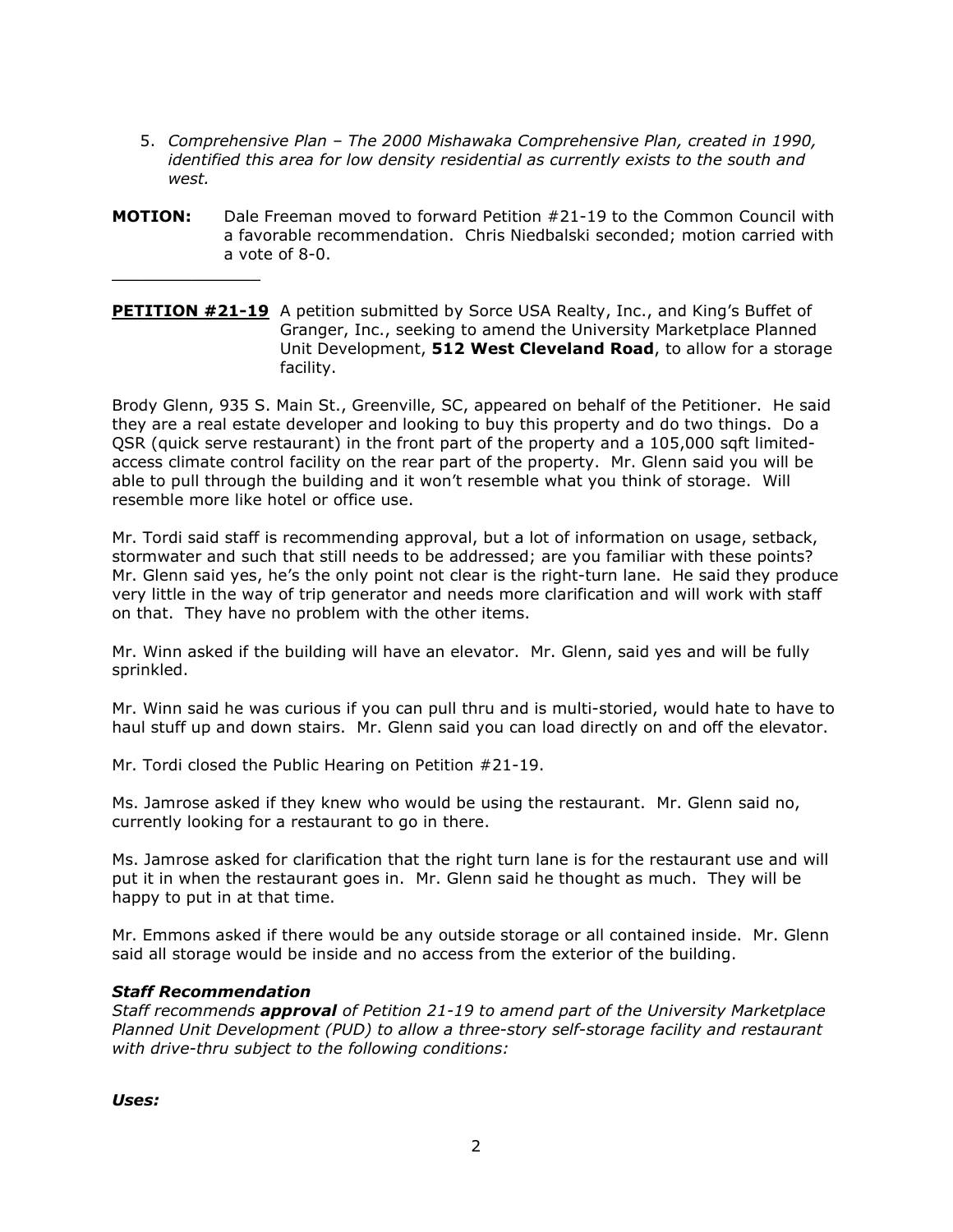5. *Comprehensive Plan – The 2000 Mishawaka Comprehensive Plan, created in 1990, identified this area for low density residential as currently exists to the south and west.*

**MOTION:** Dale Freeman moved to forward Petition #21-19 to the Common Council with a favorable recommendation. Chris Niedbalski seconded; motion carried with a vote of 8-0.

---

**PETITION #21-19** A petition submitted by Sorce USA Realty, Inc., and King's Buffet of Granger, Inc., seeking to amend the University Marketplace Planned Unit Development, **512 West Cleveland Road**, to allow for a storage facility.

Brody Glenn, 935 S. Main St., Greenville, SC, appeared on behalf of the Petitioner. He said they are a real estate developer and looking to buy this property and do two things. Do a QSR (quick serve restaurant) in the front part of the property and a 105,000 sqft limited-access climate control facility on the rear part of the property. Mr. Glenn said you will be able to pull through the building and it won't resemble what you think of storage. Will resemble more like hotel or office use.

Mr. Tordi said staff is recommending approval, but a lot of information on usage, setback, stormwater and such that still needs to be addressed; are you familiar with these points? Mr. Glenn said yes, he's the only point not clear is the right-turn lane. He said they produce very little in the way of trip generator and needs more clarification and will work with staff on that. They have no problem with the other items.

Mr. Winn asked if the building will have an elevator. Mr. Glenn, said yes and will be fully sprinkled.

Mr. Winn said he was curious if you can pull thru and is multi-storied, would hate to have to haul stuff up and down stairs. Mr. Glenn said you can load directly on and off the elevator.

Mr. Tordi closed the Public Hearing on Petition #21-19.

Ms. Jamrose asked if they knew who would be using the restaurant. Mr. Glenn said no, currently looking for a restaurant to go in there.

Ms. Jamrose asked for clarification that the right turn lane is for the restaurant use and will put it in when the restaurant goes in. Mr. Glenn said he thought as much. They will be happy to put in at that time.

Mr. Emmons asked if there would be any outside storage or all contained inside. Mr. Glenn said all storage would be inside and no access from the exterior of the building.

***Staff Recommendation***

*Staff recommends **approval** of Petition 21-19 to amend part of the University Marketplace Planned Unit Development (PUD) to allow a three-story self-storage facility and restaurant with drive-thru subject to the following conditions:*

***Uses:***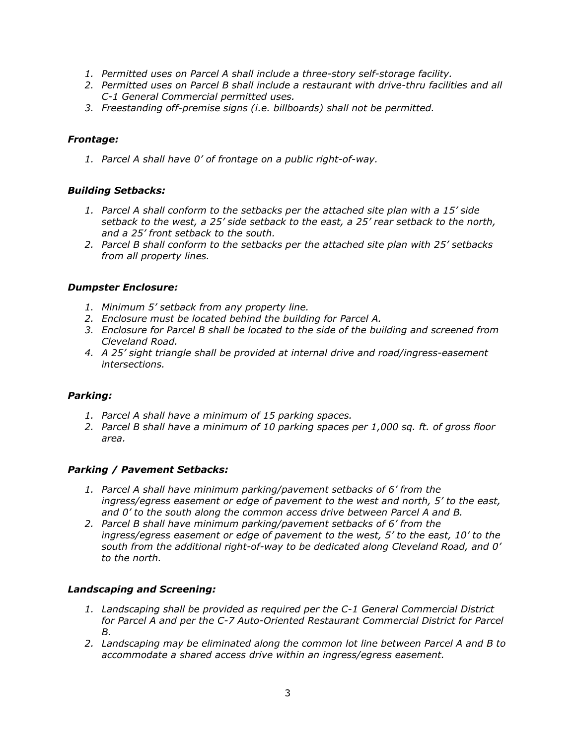1. *Permitted uses on Parcel A shall include a three-story self-storage facility.*
2. *Permitted uses on Parcel B shall include a restaurant with drive-thru facilities and all C-1 General Commercial permitted uses.*
3. *Freestanding off-premise signs (i.e. billboards) shall not be permitted.*

### *Frontage:*

1. *Parcel A shall have 0' of frontage on a public right-of-way.*

### *Building Setbacks:*

1. *Parcel A shall conform to the setbacks per the attached site plan with a 15' side setback to the west, a 25' side setback to the east, a 25' rear setback to the north, and a 25' front setback to the south.*
2. *Parcel B shall conform to the setbacks per the attached site plan with 25' setbacks from all property lines.*

### *Dumpster Enclosure:*

1. *Minimum 5' setback from any property line.*
2. *Enclosure must be located behind the building for Parcel A.*
3. *Enclosure for Parcel B shall be located to the side of the building and screened from Cleveland Road.*
4. *A 25' sight triangle shall be provided at internal drive and road/ingress-easement intersections.*

### *Parking:*

1. *Parcel A shall have a minimum of 15 parking spaces.*
2. *Parcel B shall have a minimum of 10 parking spaces per 1,000 sq. ft. of gross floor area.*

### *Parking / Pavement Setbacks:*

1. *Parcel A shall have minimum parking/pavement setbacks of 6' from the ingress/egress easement or edge of pavement to the west and north, 5' to the east, and 0' to the south along the common access drive between Parcel A and B.*
2. *Parcel B shall have minimum parking/pavement setbacks of 6' from the ingress/egress easement or edge of pavement to the west, 5' to the east, 10' to the south from the additional right-of-way to be dedicated along Cleveland Road, and 0' to the north.*

### *Landscaping and Screening:*

1. *Landscaping shall be provided as required per the C-1 General Commercial District for Parcel A and per the C-7 Auto-Oriented Restaurant Commercial District for Parcel B.*
2. *Landscaping may be eliminated along the common lot line between Parcel A and B to accommodate a shared access drive within an ingress/egress easement.*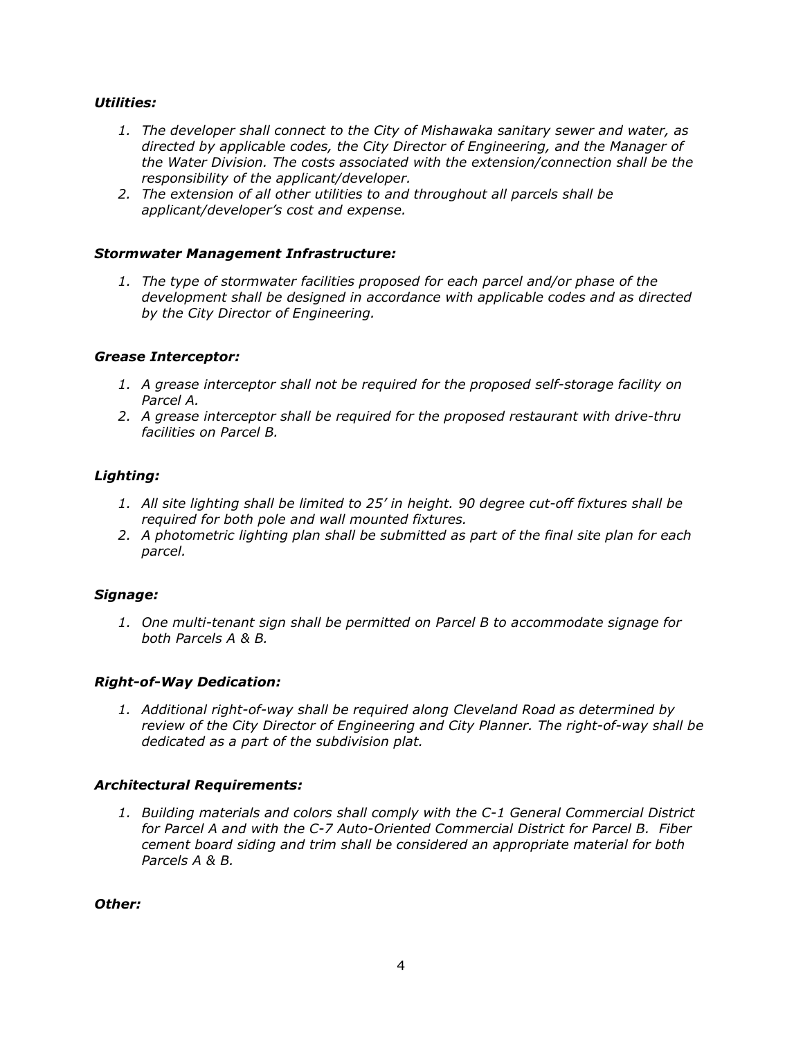***Utilities:***

1. *The developer shall connect to the City of Mishawaka sanitary sewer and water, as directed by applicable codes, the City Director of Engineering, and the Manager of the Water Division. The costs associated with the extension/connection shall be the responsibility of the applicant/developer.*
2. *The extension of all other utilities to and throughout all parcels shall be applicant/developer's cost and expense.*

***Stormwater Management Infrastructure:***

1. *The type of stormwater facilities proposed for each parcel and/or phase of the development shall be designed in accordance with applicable codes and as directed by the City Director of Engineering.*

***Grease Interceptor:***

1. *A grease interceptor shall not be required for the proposed self-storage facility on Parcel A.*
2. *A grease interceptor shall be required for the proposed restaurant with drive-thru facilities on Parcel B.*

***Lighting:***

1. *All site lighting shall be limited to 25' in height. 90 degree cut-off fixtures shall be required for both pole and wall mounted fixtures.*
2. *A photometric lighting plan shall be submitted as part of the final site plan for each parcel.*

***Signage:***

1. *One multi-tenant sign shall be permitted on Parcel B to accommodate signage for both Parcels A & B.*

***Right-of-Way Dedication:***

1. *Additional right-of-way shall be required along Cleveland Road as determined by review of the City Director of Engineering and City Planner. The right-of-way shall be dedicated as a part of the subdivision plat.*

***Architectural Requirements:***

1. *Building materials and colors shall comply with the C-1 General Commercial District for Parcel A and with the C-7 Auto-Oriented Commercial District for Parcel B. Fiber cement board siding and trim shall be considered an appropriate material for both Parcels A & B.*

***Other:***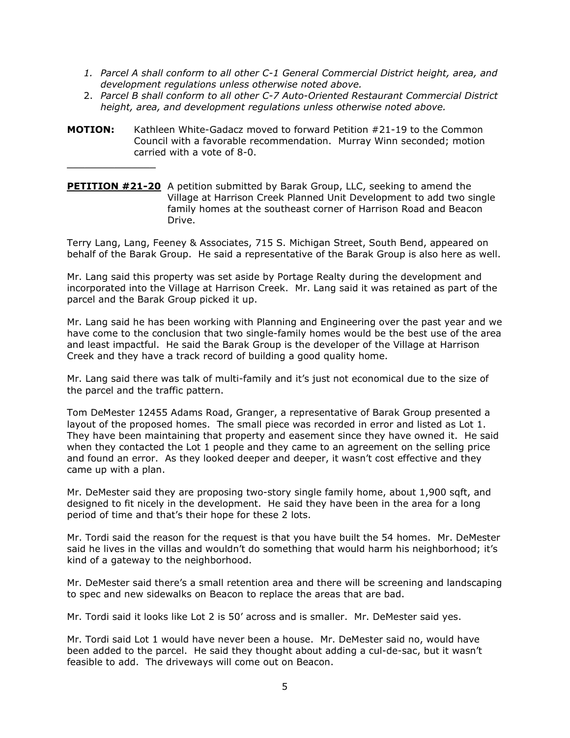1. *Parcel A shall conform to all other C-1 General Commercial District height, area, and development regulations unless otherwise noted above.*
2. *Parcel B shall conform to all other C-7 Auto-Oriented Restaurant Commercial District height, area, and development regulations unless otherwise noted above.*

**MOTION:** Kathleen White-Gadacz moved to forward Petition #21-19 to the Common Council with a favorable recommendation. Murray Winn seconded; motion carried with a vote of 8-0.

---

**PETITION #21-20** A petition submitted by Barak Group, LLC, seeking to amend the Village at Harrison Creek Planned Unit Development to add two single family homes at the southeast corner of Harrison Road and Beacon Drive.

Terry Lang, Lang, Feeney & Associates, 715 S. Michigan Street, South Bend, appeared on behalf of the Barak Group. He said a representative of the Barak Group is also here as well.

Mr. Lang said this property was set aside by Portage Realty during the development and incorporated into the Village at Harrison Creek. Mr. Lang said it was retained as part of the parcel and the Barak Group picked it up.

Mr. Lang said he has been working with Planning and Engineering over the past year and we have come to the conclusion that two single-family homes would be the best use of the area and least impactful. He said the Barak Group is the developer of the Village at Harrison Creek and they have a track record of building a good quality home.

Mr. Lang said there was talk of multi-family and it's just not economical due to the size of the parcel and the traffic pattern.

Tom DeMester 12455 Adams Road, Granger, a representative of Barak Group presented a layout of the proposed homes. The small piece was recorded in error and listed as Lot 1. They have been maintaining that property and easement since they have owned it. He said when they contacted the Lot 1 people and they came to an agreement on the selling price and found an error. As they looked deeper and deeper, it wasn't cost effective and they came up with a plan.

Mr. DeMester said they are proposing two-story single family home, about 1,900 sqft, and designed to fit nicely in the development. He said they have been in the area for a long period of time and that's their hope for these 2 lots.

Mr. Tordi said the reason for the request is that you have built the 54 homes. Mr. DeMester said he lives in the villas and wouldn't do something that would harm his neighborhood; it's kind of a gateway to the neighborhood.

Mr. DeMester said there's a small retention area and there will be screening and landscaping to spec and new sidewalks on Beacon to replace the areas that are bad.

Mr. Tordi said it looks like Lot 2 is 50' across and is smaller. Mr. DeMester said yes.

Mr. Tordi said Lot 1 would have never been a house. Mr. DeMester said no, would have been added to the parcel. He said they thought about adding a cul-de-sac, but it wasn't feasible to add. The driveways will come out on Beacon.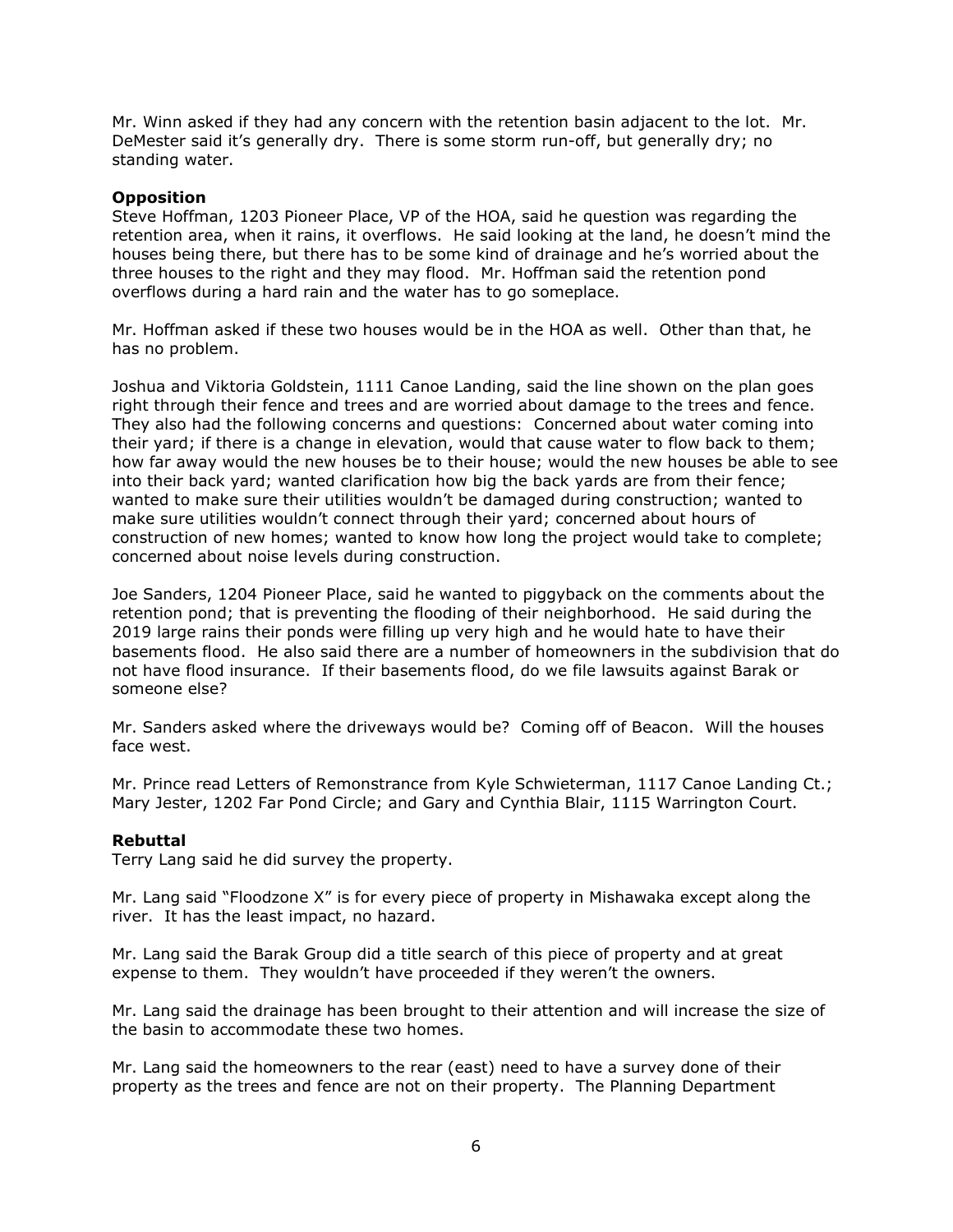Mr. Winn asked if they had any concern with the retention basin adjacent to the lot. Mr. DeMester said it's generally dry. There is some storm run-off, but generally dry; no standing water.

**Opposition**

Steve Hoffman, 1203 Pioneer Place, VP of the HOA, said he question was regarding the retention area, when it rains, it overflows. He said looking at the land, he doesn't mind the houses being there, but there has to be some kind of drainage and he's worried about the three houses to the right and they may flood. Mr. Hoffman said the retention pond overflows during a hard rain and the water has to go someplace.

Mr. Hoffman asked if these two houses would be in the HOA as well. Other than that, he has no problem.

Joshua and Viktoria Goldstein, 1111 Canoe Landing, said the line shown on the plan goes right through their fence and trees and are worried about damage to the trees and fence. They also had the following concerns and questions: Concerned about water coming into their yard; if there is a change in elevation, would that cause water to flow back to them; how far away would the new houses be to their house; would the new houses be able to see into their back yard; wanted clarification how big the back yards are from their fence; wanted to make sure their utilities wouldn't be damaged during construction; wanted to make sure utilities wouldn't connect through their yard; concerned about hours of construction of new homes; wanted to know how long the project would take to complete; concerned about noise levels during construction.

Joe Sanders, 1204 Pioneer Place, said he wanted to piggyback on the comments about the retention pond; that is preventing the flooding of their neighborhood. He said during the 2019 large rains their ponds were filling up very high and he would hate to have their basements flood. He also said there are a number of homeowners in the subdivision that do not have flood insurance. If their basements flood, do we file lawsuits against Barak or someone else?

Mr. Sanders asked where the driveways would be? Coming off of Beacon. Will the houses face west.

Mr. Prince read Letters of Remonstrance from Kyle Schwieterman, 1117 Canoe Landing Ct.; Mary Jester, 1202 Far Pond Circle; and Gary and Cynthia Blair, 1115 Warrington Court.

**Rebuttal**

Terry Lang said he did survey the property.

Mr. Lang said "Floodzone X" is for every piece of property in Mishawaka except along the river. It has the least impact, no hazard.

Mr. Lang said the Barak Group did a title search of this piece of property and at great expense to them. They wouldn't have proceeded if they weren't the owners.

Mr. Lang said the drainage has been brought to their attention and will increase the size of the basin to accommodate these two homes.

Mr. Lang said the homeowners to the rear (east) need to have a survey done of their property as the trees and fence are not on their property. The Planning Department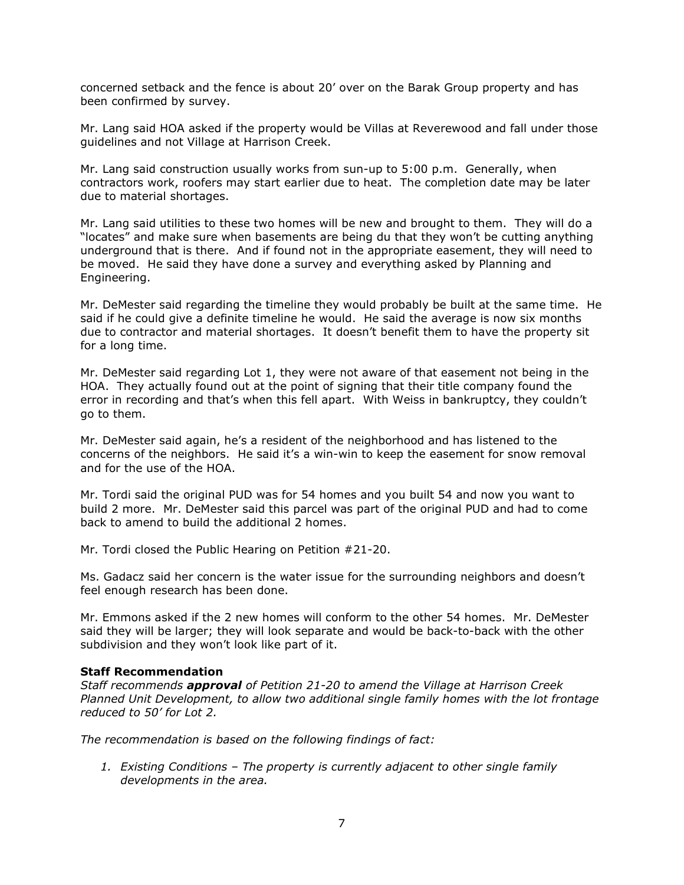concerned setback and the fence is about 20' over on the Barak Group property and has been confirmed by survey.

Mr. Lang said HOA asked if the property would be Villas at Reverewood and fall under those guidelines and not Village at Harrison Creek.

Mr. Lang said construction usually works from sun-up to 5:00 p.m. Generally, when contractors work, roofers may start earlier due to heat. The completion date may be later due to material shortages.

Mr. Lang said utilities to these two homes will be new and brought to them. They will do a "locates" and make sure when basements are being du that they won't be cutting anything underground that is there. And if found not in the appropriate easement, they will need to be moved. He said they have done a survey and everything asked by Planning and Engineering.

Mr. DeMester said regarding the timeline they would probably be built at the same time. He said if he could give a definite timeline he would. He said the average is now six months due to contractor and material shortages. It doesn't benefit them to have the property sit for a long time.

Mr. DeMester said regarding Lot 1, they were not aware of that easement not being in the HOA. They actually found out at the point of signing that their title company found the error in recording and that's when this fell apart. With Weiss in bankruptcy, they couldn't go to them.

Mr. DeMester said again, he's a resident of the neighborhood and has listened to the concerns of the neighbors. He said it's a win-win to keep the easement for snow removal and for the use of the HOA.

Mr. Tordi said the original PUD was for 54 homes and you built 54 and now you want to build 2 more. Mr. DeMester said this parcel was part of the original PUD and had to come back to amend to build the additional 2 homes.

Mr. Tordi closed the Public Hearing on Petition #21-20.

Ms. Gadacz said her concern is the water issue for the surrounding neighbors and doesn't feel enough research has been done.

Mr. Emmons asked if the 2 new homes will conform to the other 54 homes. Mr. DeMester said they will be larger; they will look separate and would be back-to-back with the other subdivision and they won't look like part of it.

**Staff Recommendation**

*Staff recommends **approval** of Petition 21-20 to amend the Village at Harrison Creek Planned Unit Development, to allow two additional single family homes with the lot frontage reduced to 50' for Lot 2.*

*The recommendation is based on the following findings of fact:*

1. *Existing Conditions – The property is currently adjacent to other single family developments in the area.*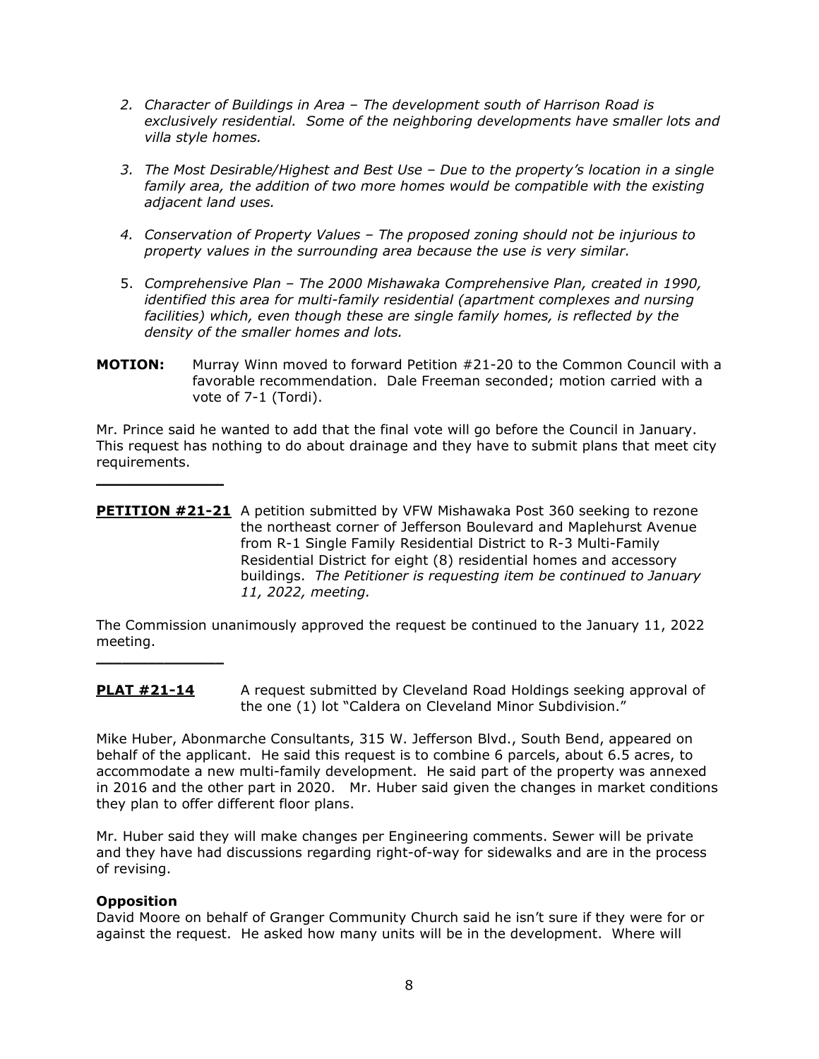2. *Character of Buildings in Area – The development south of Harrison Road is exclusively residential. Some of the neighboring developments have smaller lots and villa style homes.*

3. *The Most Desirable/Highest and Best Use – Due to the property's location in a single family area, the addition of two more homes would be compatible with the existing adjacent land uses.*

4. *Conservation of Property Values – The proposed zoning should not be injurious to property values in the surrounding area because the use is very similar.*

5. *Comprehensive Plan – The 2000 Mishawaka Comprehensive Plan, created in 1990, identified this area for multi-family residential (apartment complexes and nursing facilities) which, even though these are single family homes, is reflected by the density of the smaller homes and lots.*

**MOTION:** Murray Winn moved to forward Petition #21-20 to the Common Council with a favorable recommendation. Dale Freeman seconded; motion carried with a vote of 7-1 (Tordi).

Mr. Prince said he wanted to add that the final vote will go before the Council in January. This request has nothing to do about drainage and they have to submit plans that meet city requirements.

---

**PETITION #21-21** A petition submitted by VFW Mishawaka Post 360 seeking to rezone the northeast corner of Jefferson Boulevard and Maplehurst Avenue from R-1 Single Family Residential District to R-3 Multi-Family Residential District for eight (8) residential homes and accessory buildings. *The Petitioner is requesting item be continued to January 11, 2022, meeting.*

The Commission unanimously approved the request be continued to the January 11, 2022 meeting.

---

**PLAT #21-14** A request submitted by Cleveland Road Holdings seeking approval of the one (1) lot "Caldera on Cleveland Minor Subdivision."

Mike Huber, Abonmarche Consultants, 315 W. Jefferson Blvd., South Bend, appeared on behalf of the applicant. He said this request is to combine 6 parcels, about 6.5 acres, to accommodate a new multi-family development. He said part of the property was annexed in 2016 and the other part in 2020. Mr. Huber said given the changes in market conditions they plan to offer different floor plans.

Mr. Huber said they will make changes per Engineering comments. Sewer will be private and they have had discussions regarding right-of-way for sidewalks and are in the process of revising.

**Opposition**
David Moore on behalf of Granger Community Church said he isn't sure if they were for or against the request. He asked how many units will be in the development. Where will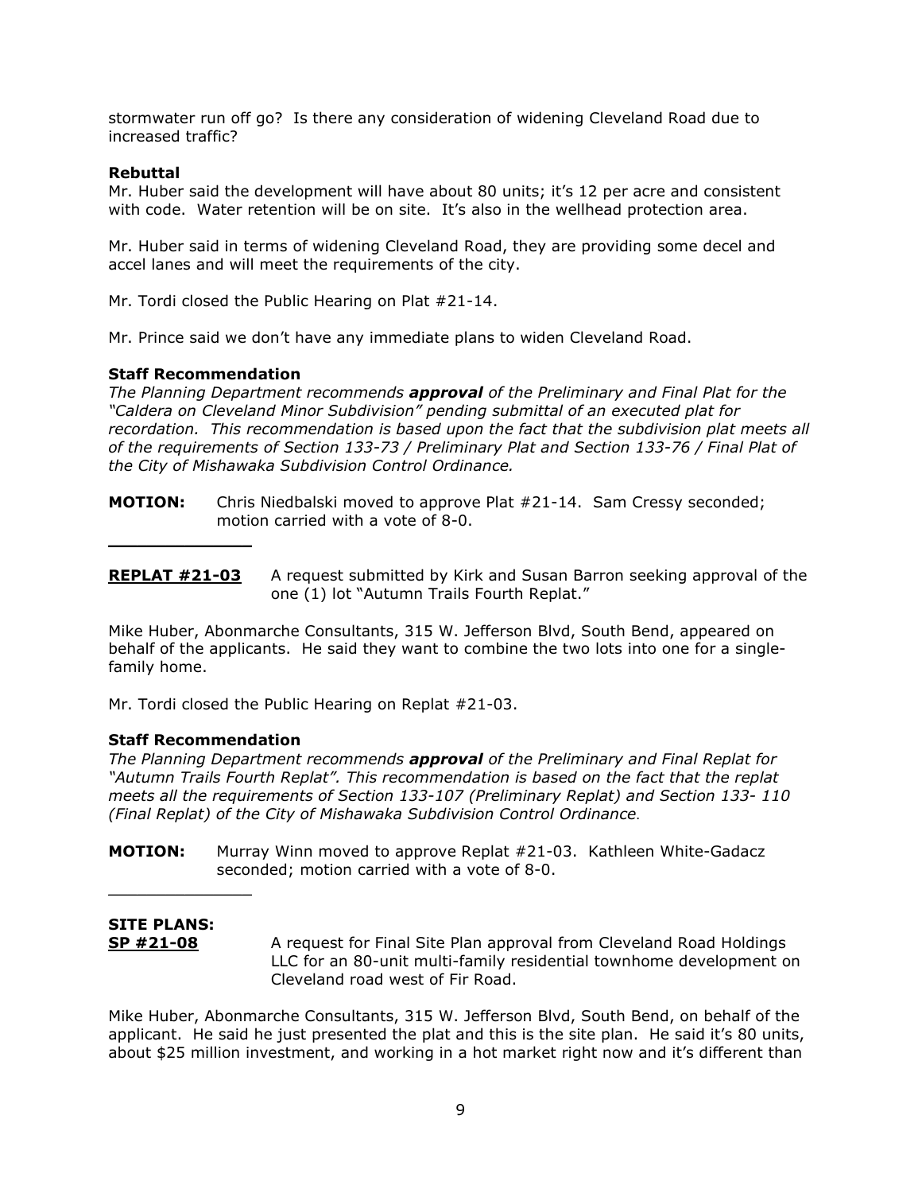stormwater run off go? Is there any consideration of widening Cleveland Road due to increased traffic?

**Rebuttal**
Mr. Huber said the development will have about 80 units; it's 12 per acre and consistent with code. Water retention will be on site. It's also in the wellhead protection area.

Mr. Huber said in terms of widening Cleveland Road, they are providing some decel and accel lanes and will meet the requirements of the city.

Mr. Tordi closed the Public Hearing on Plat #21-14.

Mr. Prince said we don't have any immediate plans to widen Cleveland Road.

**Staff Recommendation**
*The Planning Department recommends* ***approval*** *of the Preliminary and Final Plat for the "Caldera on Cleveland Minor Subdivision" pending submittal of an executed plat for recordation. This recommendation is based upon the fact that the subdivision plat meets all of the requirements of Section 133-73 / Preliminary Plat and Section 133-76 / Final Plat of the City of Mishawaka Subdivision Control Ordinance.*

**MOTION:** Chris Niedbalski moved to approve Plat #21-14. Sam Cressy seconded; motion carried with a vote of 8-0.

---

**REPLAT #21-03** A request submitted by Kirk and Susan Barron seeking approval of the one (1) lot "Autumn Trails Fourth Replat."

Mike Huber, Abonmarche Consultants, 315 W. Jefferson Blvd, South Bend, appeared on behalf of the applicants. He said they want to combine the two lots into one for a single-family home.

Mr. Tordi closed the Public Hearing on Replat #21-03.

**Staff Recommendation**
*The Planning Department recommends* ***approval*** *of the Preliminary and Final Replat for "Autumn Trails Fourth Replat". This recommendation is based on the fact that the replat meets all the requirements of Section 133-107 (Preliminary Replat) and Section 133- 110 (Final Replat) of the City of Mishawaka Subdivision Control Ordinance.*

**MOTION:** Murray Winn moved to approve Replat #21-03. Kathleen White-Gadacz seconded; motion carried with a vote of 8-0.

---

**SITE PLANS:**

**SP #21-08** A request for Final Site Plan approval from Cleveland Road Holdings LLC for an 80-unit multi-family residential townhome development on Cleveland road west of Fir Road.

Mike Huber, Abonmarche Consultants, 315 W. Jefferson Blvd, South Bend, on behalf of the applicant. He said he just presented the plat and this is the site plan. He said it's 80 units, about $25 million investment, and working in a hot market right now and it's different than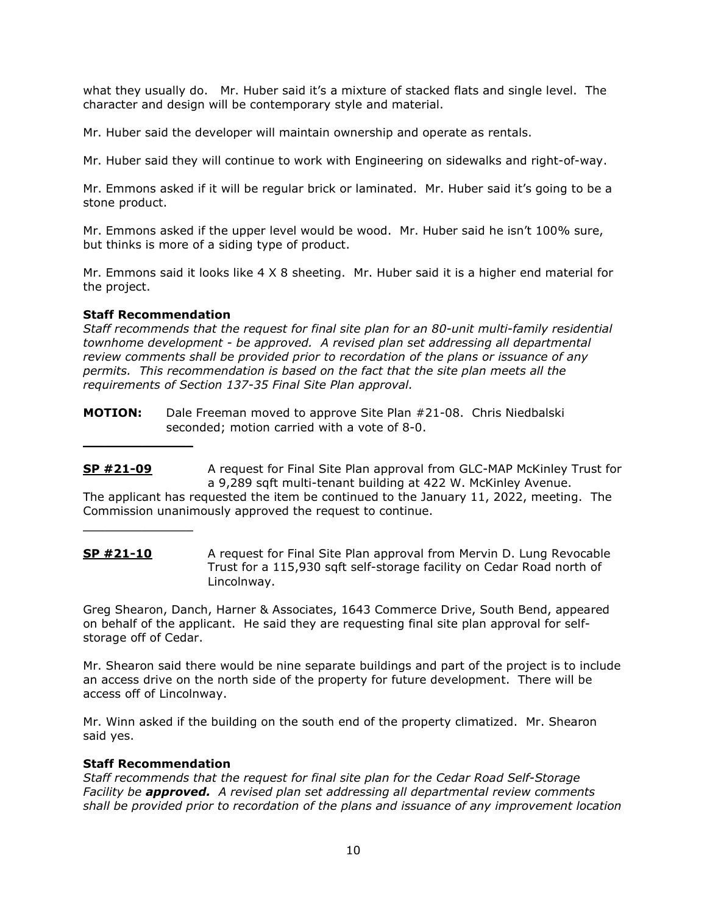what they usually do. Mr. Huber said it's a mixture of stacked flats and single level. The character and design will be contemporary style and material.

Mr. Huber said the developer will maintain ownership and operate as rentals.

Mr. Huber said they will continue to work with Engineering on sidewalks and right-of-way.

Mr. Emmons asked if it will be regular brick or laminated. Mr. Huber said it's going to be a stone product.

Mr. Emmons asked if the upper level would be wood. Mr. Huber said he isn't 100% sure, but thinks is more of a siding type of product.

Mr. Emmons said it looks like 4 X 8 sheeting. Mr. Huber said it is a higher end material for the project.

**Staff Recommendation**

*Staff recommends that the request for final site plan for an 80-unit multi-family residential townhome development - be approved. A revised plan set addressing all departmental review comments shall be provided prior to recordation of the plans or issuance of any permits. This recommendation is based on the fact that the site plan meets all the requirements of Section 137-35 Final Site Plan approval.*

**MOTION:** Dale Freeman moved to approve Site Plan #21-08. Chris Niedbalski seconded; motion carried with a vote of 8-0.

---

**SP #21-09** A request for Final Site Plan approval from GLC-MAP McKinley Trust for a 9,289 sqft multi-tenant building at 422 W. McKinley Avenue.

The applicant has requested the item be continued to the January 11, 2022, meeting. The Commission unanimously approved the request to continue.

---

**SP #21-10** A request for Final Site Plan approval from Mervin D. Lung Revocable Trust for a 115,930 sqft self-storage facility on Cedar Road north of Lincolnway.

Greg Shearon, Danch, Harner & Associates, 1643 Commerce Drive, South Bend, appeared on behalf of the applicant. He said they are requesting final site plan approval for self-storage off of Cedar.

Mr. Shearon said there would be nine separate buildings and part of the project is to include an access drive on the north side of the property for future development. There will be access off of Lincolnway.

Mr. Winn asked if the building on the south end of the property climatized. Mr. Shearon said yes.

**Staff Recommendation**

*Staff recommends that the request for final site plan for the Cedar Road Self-Storage Facility be* ***approved.*** *A revised plan set addressing all departmental review comments shall be provided prior to recordation of the plans and issuance of any improvement location*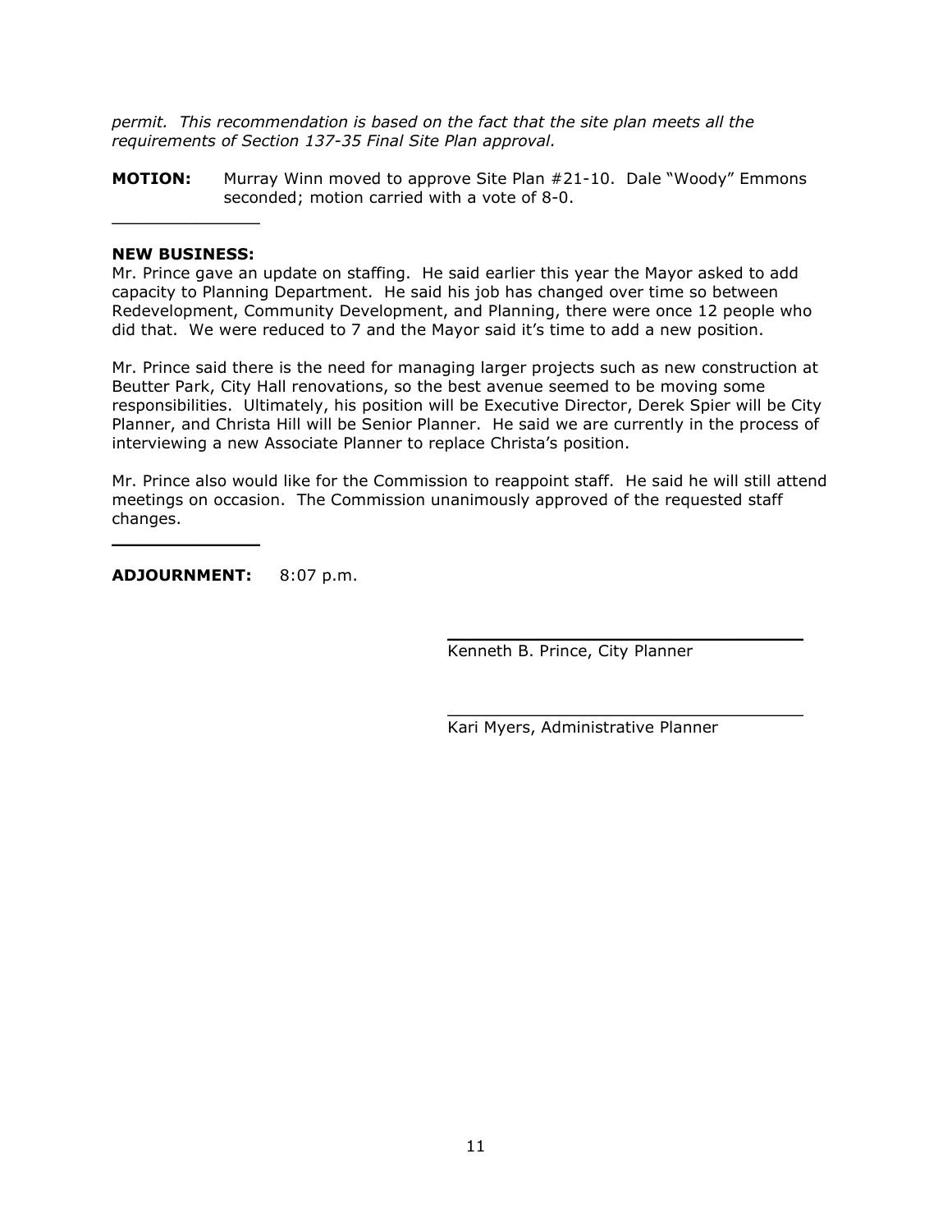*permit. This recommendation is based on the fact that the site plan meets all the requirements of Section 137-35 Final Site Plan approval.*

**MOTION:** Murray Winn moved to approve Site Plan #21-10. Dale "Woody" Emmons seconded; motion carried with a vote of 8-0.

---

**NEW BUSINESS:**

Mr. Prince gave an update on staffing. He said earlier this year the Mayor asked to add capacity to Planning Department. He said his job has changed over time so between Redevelopment, Community Development, and Planning, there were once 12 people who did that. We were reduced to 7 and the Mayor said it's time to add a new position.

Mr. Prince said there is the need for managing larger projects such as new construction at Beutter Park, City Hall renovations, so the best avenue seemed to be moving some responsibilities. Ultimately, his position will be Executive Director, Derek Spier will be City Planner, and Christa Hill will be Senior Planner. He said we are currently in the process of interviewing a new Associate Planner to replace Christa's position.

Mr. Prince also would like for the Commission to reappoint staff. He said he will still attend meetings on occasion. The Commission unanimously approved of the requested staff changes.

---

**ADJOURNMENT:** 8:07 p.m.

Kenneth B. Prince, City Planner

Kari Myers, Administrative Planner